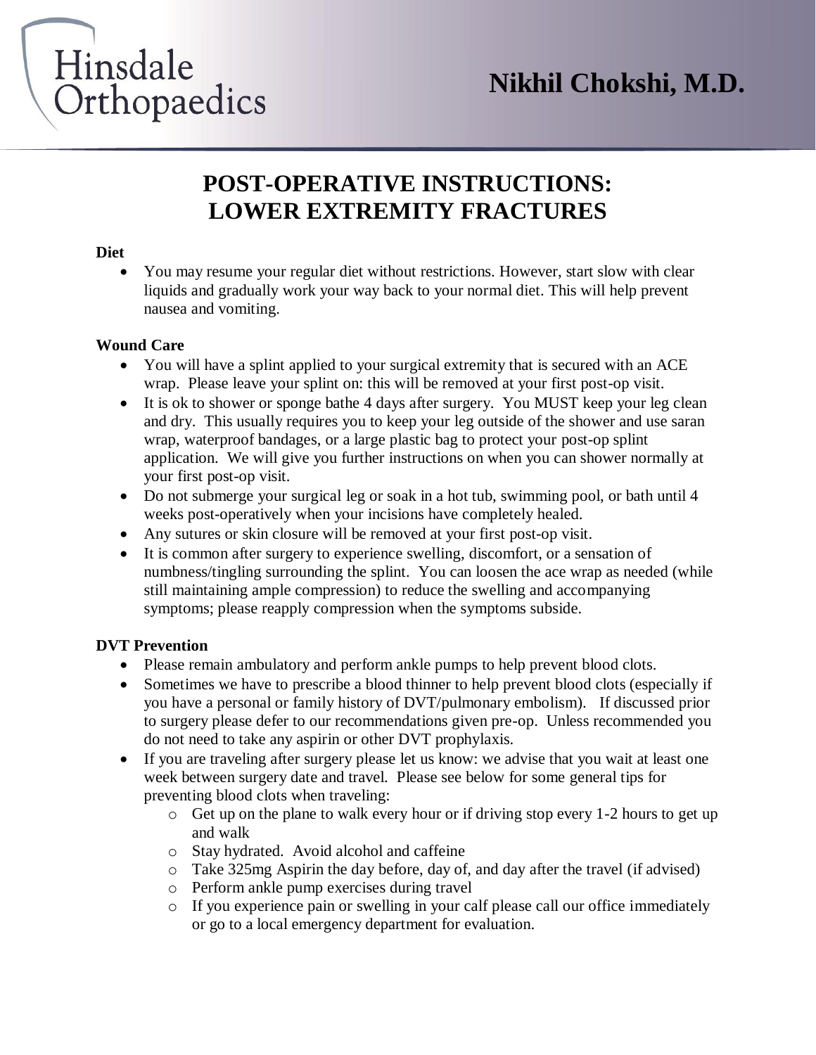Hinsdale Orthopaedics

**Nikhil Chokshi, M.D.**

# POST-OPERATIVE INSTRUCTIONS: LOWER EXTREMITY FRACTURES

**Diet**

- You may resume your regular diet without restrictions. However, start slow with clear liquids and gradually work your way back to your normal diet. This will help prevent nausea and vomiting.

**Wound Care**

- You will have a splint applied to your surgical extremity that is secured with an ACE wrap. Please leave your splint on: this will be removed at your first post-op visit.
- It is ok to shower or sponge bathe 4 days after surgery. You MUST keep your leg clean and dry. This usually requires you to keep your leg outside of the shower and use saran wrap, waterproof bandages, or a large plastic bag to protect your post-op splint application. We will give you further instructions on when you can shower normally at your first post-op visit.
- Do not submerge your surgical leg or soak in a hot tub, swimming pool, or bath until 4 weeks post-operatively when your incisions have completely healed.
- Any sutures or skin closure will be removed at your first post-op visit.
- It is common after surgery to experience swelling, discomfort, or a sensation of numbness/tingling surrounding the splint. You can loosen the ace wrap as needed (while still maintaining ample compression) to reduce the swelling and accompanying symptoms; please reapply compression when the symptoms subside.

**DVT Prevention**

- Please remain ambulatory and perform ankle pumps to help prevent blood clots.
- Sometimes we have to prescribe a blood thinner to help prevent blood clots (especially if you have a personal or family history of DVT/pulmonary embolism). If discussed prior to surgery please defer to our recommendations given pre-op. Unless recommended you do not need to take any aspirin or other DVT prophylaxis.
- If you are traveling after surgery please let us know: we advise that you wait at least one week between surgery date and travel. Please see below for some general tips for preventing blood clots when traveling:
  - Get up on the plane to walk every hour or if driving stop every 1-2 hours to get up and walk
  - Stay hydrated. Avoid alcohol and caffeine
  - Take 325mg Aspirin the day before, day of, and day after the travel (if advised)
  - Perform ankle pump exercises during travel
  - If you experience pain or swelling in your calf please call our office immediately or go to a local emergency department for evaluation.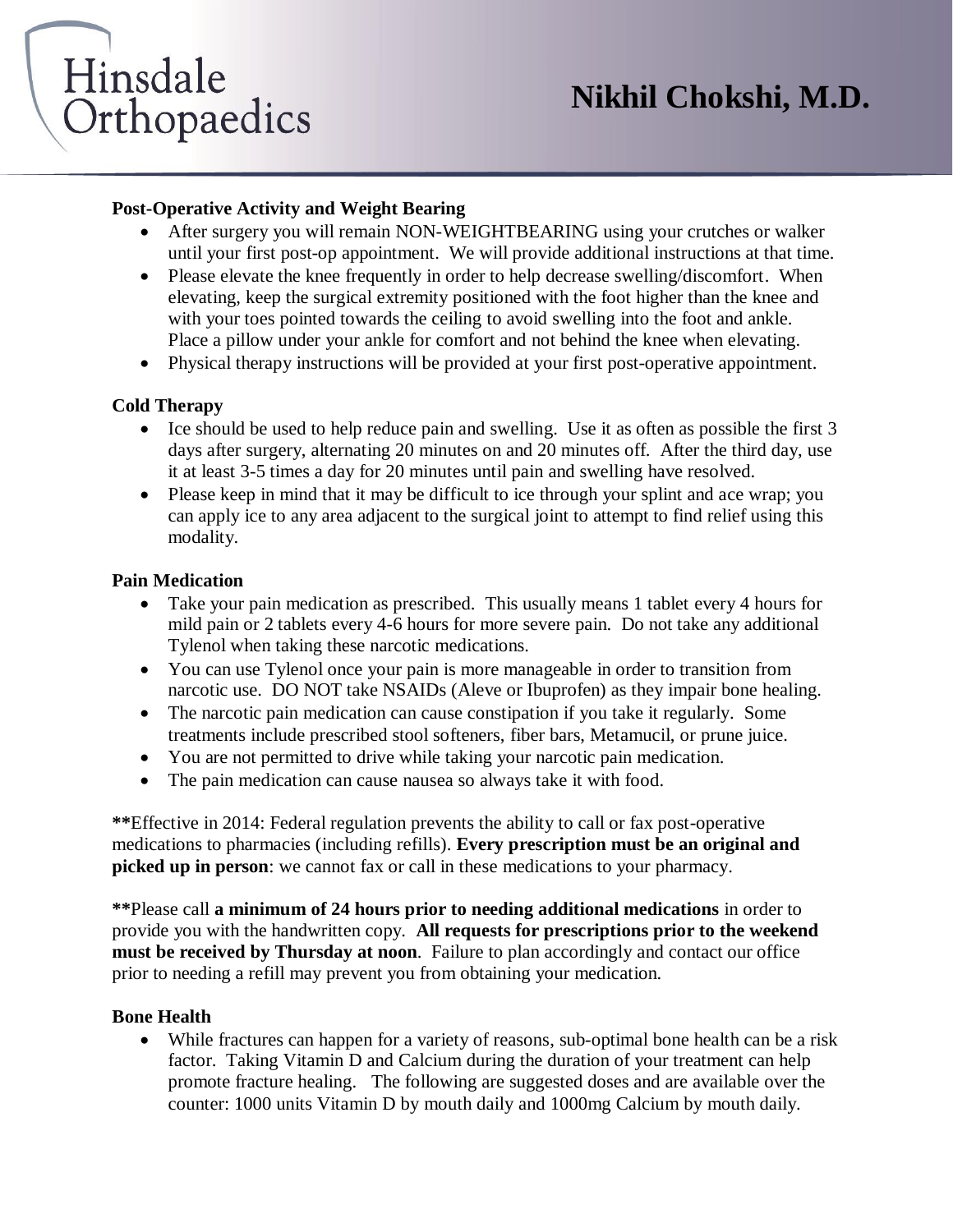**Post-Operative Activity and Weight Bearing**

- After surgery you will remain NON-WEIGHTBEARING using your crutches or walker until your first post-op appointment. We will provide additional instructions at that time.
- Please elevate the knee frequently in order to help decrease swelling/discomfort. When elevating, keep the surgical extremity positioned with the foot higher than the knee and with your toes pointed towards the ceiling to avoid swelling into the foot and ankle. Place a pillow under your ankle for comfort and not behind the knee when elevating.
- Physical therapy instructions will be provided at your first post-operative appointment.

**Cold Therapy**

- Ice should be used to help reduce pain and swelling. Use it as often as possible the first 3 days after surgery, alternating 20 minutes on and 20 minutes off. After the third day, use it at least 3-5 times a day for 20 minutes until pain and swelling have resolved.
- Please keep in mind that it may be difficult to ice through your splint and ace wrap; you can apply ice to any area adjacent to the surgical joint to attempt to find relief using this modality.

**Pain Medication**

- Take your pain medication as prescribed. This usually means 1 tablet every 4 hours for mild pain or 2 tablets every 4-6 hours for more severe pain. Do not take any additional Tylenol when taking these narcotic medications.
- You can use Tylenol once your pain is more manageable in order to transition from narcotic use. DO NOT take NSAIDs (Aleve or Ibuprofen) as they impair bone healing.
- The narcotic pain medication can cause constipation if you take it regularly. Some treatments include prescribed stool softeners, fiber bars, Metamucil, or prune juice.
- You are not permitted to drive while taking your narcotic pain medication.
- The pain medication can cause nausea so always take it with food.

**Effective in 2014: Federal regulation prevents the ability to call or fax post-operative medications to pharmacies (including refills). **Every prescription must be an original and picked up in person**: we cannot fax or call in these medications to your pharmacy.

**Please call **a minimum of 24 hours prior to needing additional medications** in order to provide you with the handwritten copy. **All requests for prescriptions prior to the weekend must be received by Thursday at noon**. Failure to plan accordingly and contact our office prior to needing a refill may prevent you from obtaining your medication.

**Bone Health**

- While fractures can happen for a variety of reasons, sub-optimal bone health can be a risk factor. Taking Vitamin D and Calcium during the duration of your treatment can help promote fracture healing. The following are suggested doses and are available over the counter: 1000 units Vitamin D by mouth daily and 1000mg Calcium by mouth daily.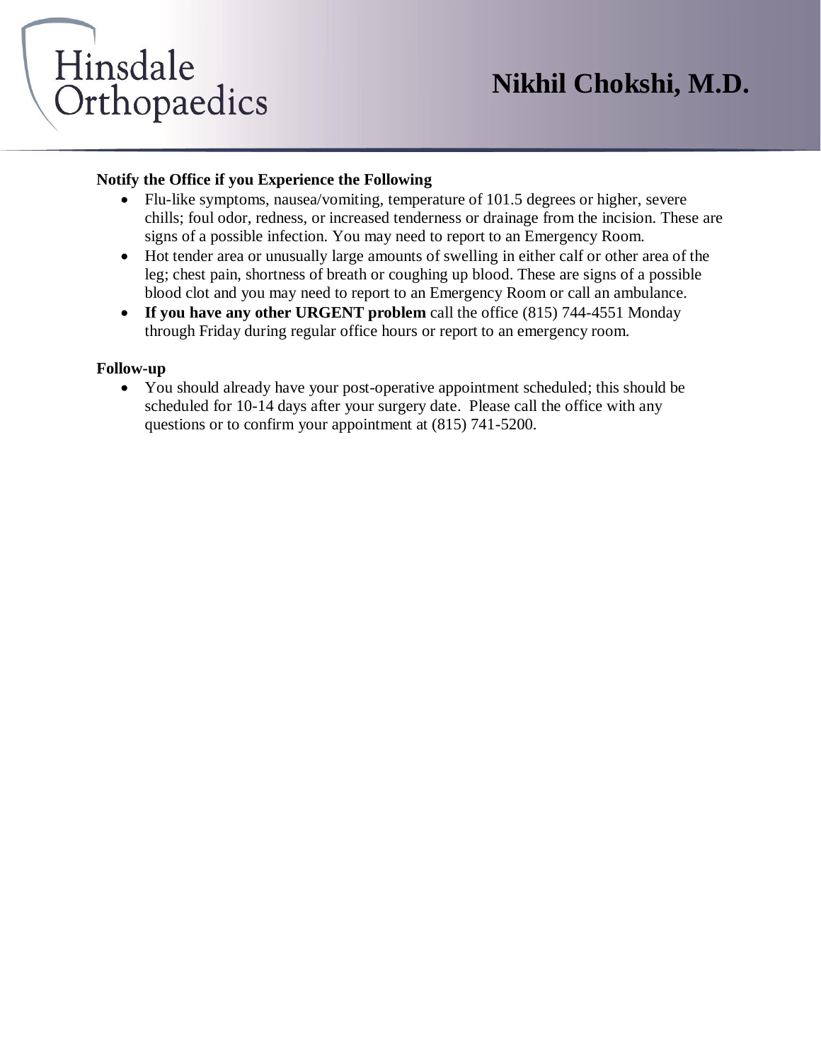**Notify the Office if you Experience the Following**

- Flu-like symptoms, nausea/vomiting, temperature of 101.5 degrees or higher, severe chills; foul odor, redness, or increased tenderness or drainage from the incision. These are signs of a possible infection. You may need to report to an Emergency Room.
- Hot tender area or unusually large amounts of swelling in either calf or other area of the leg; chest pain, shortness of breath or coughing up blood. These are signs of a possible blood clot and you may need to report to an Emergency Room or call an ambulance.
- **If you have any other URGENT problem** call the office (815) 744-4551 Monday through Friday during regular office hours or report to an emergency room.

**Follow-up**

- You should already have your post-operative appointment scheduled; this should be scheduled for 10-14 days after your surgery date. Please call the office with any questions or to confirm your appointment at (815) 741-5200.